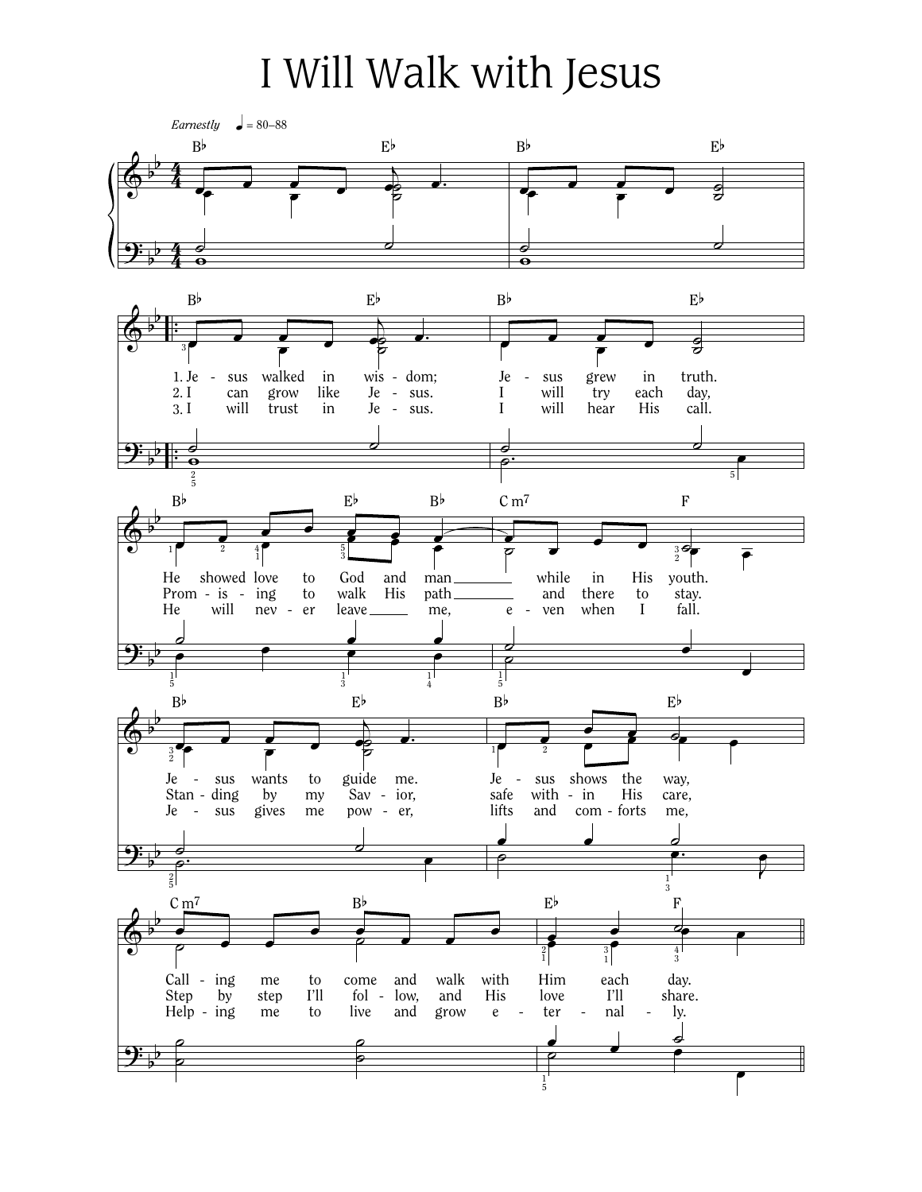# I Will Walk with Jesus

*Earnestly* ♩ = 80–88

1. Jesus walked in wisdom; Jesus grew in truth.
He showed love to God and man while in His youth.
Jesus wants to guide me. Jesus shows the way,
Calling me to come and walk with Him each day.

2. I can grow like Jesus. I will try each day,
Promising to walk His path and there to stay.
Standing by my Savior, safe within His care,
Step by step I'll follow, and His love I'll share.

3. I will trust in Jesus. I will hear His call.
He will never leave me, even when I fall.
Jesus gives me power, lifts and comforts me,
Helping me to live and grow eternally.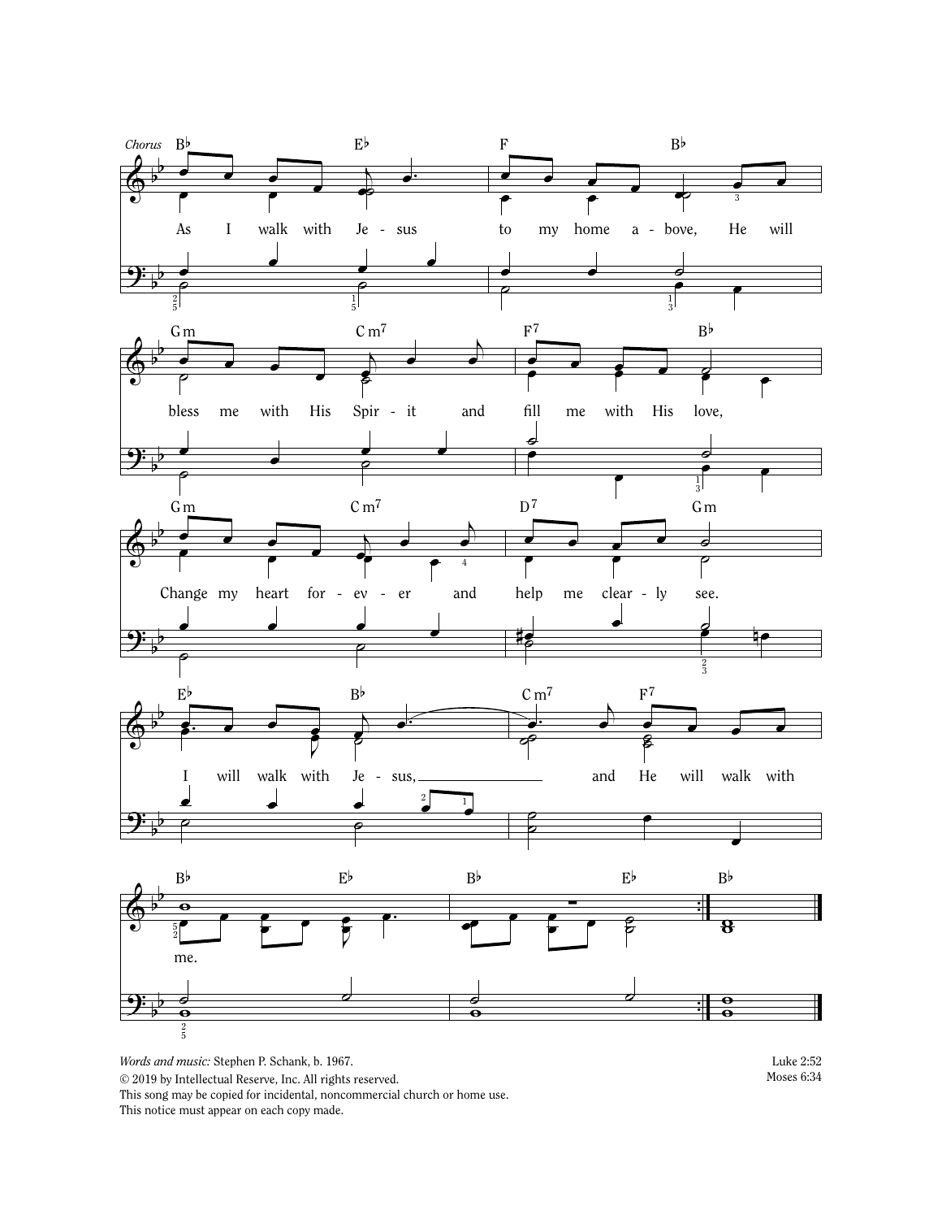*Chorus*

As I walk with Je - sus to my home a - bove, He will bless me with His Spir - it and fill me with His love, Change my heart for - ev - er and help me clear - ly see. I will walk with Je - sus, and He will walk with me.

*Words and music:* Stephen P. Schank, b. 1967.
© 2019 by Intellectual Reserve, Inc. All rights reserved.
This song may be copied for incidental, noncommercial church or home use.
This notice must appear on each copy made.

Luke 2:52
Moses 6:34